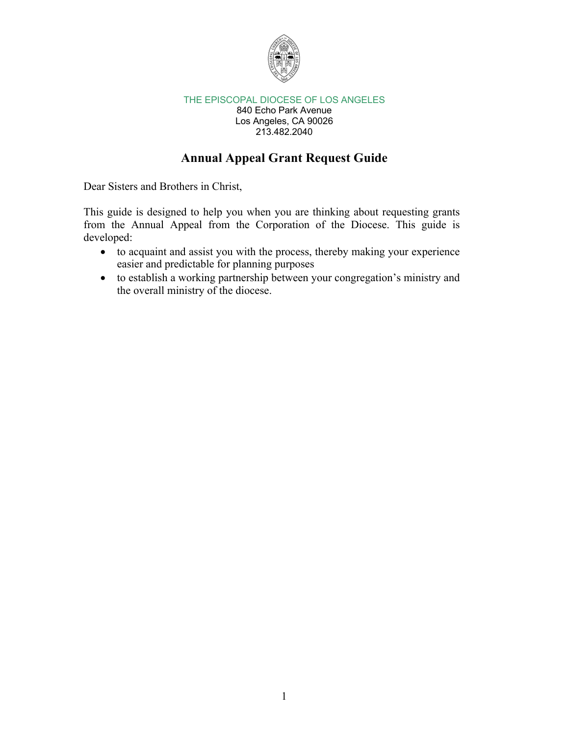THE EPISCOPAL DIOCESE OF LOS ANGELES
840 Echo Park Avenue
Los Angeles, CA 90026
213.482.2040

# Annual Appeal Grant Request Guide

Dear Sisters and Brothers in Christ,

This guide is designed to help you when you are thinking about requesting grants from the Annual Appeal from the Corporation of the Diocese. This guide is developed:

- to acquaint and assist you with the process, thereby making your experience easier and predictable for planning purposes
- to establish a working partnership between your congregation's ministry and the overall ministry of the diocese.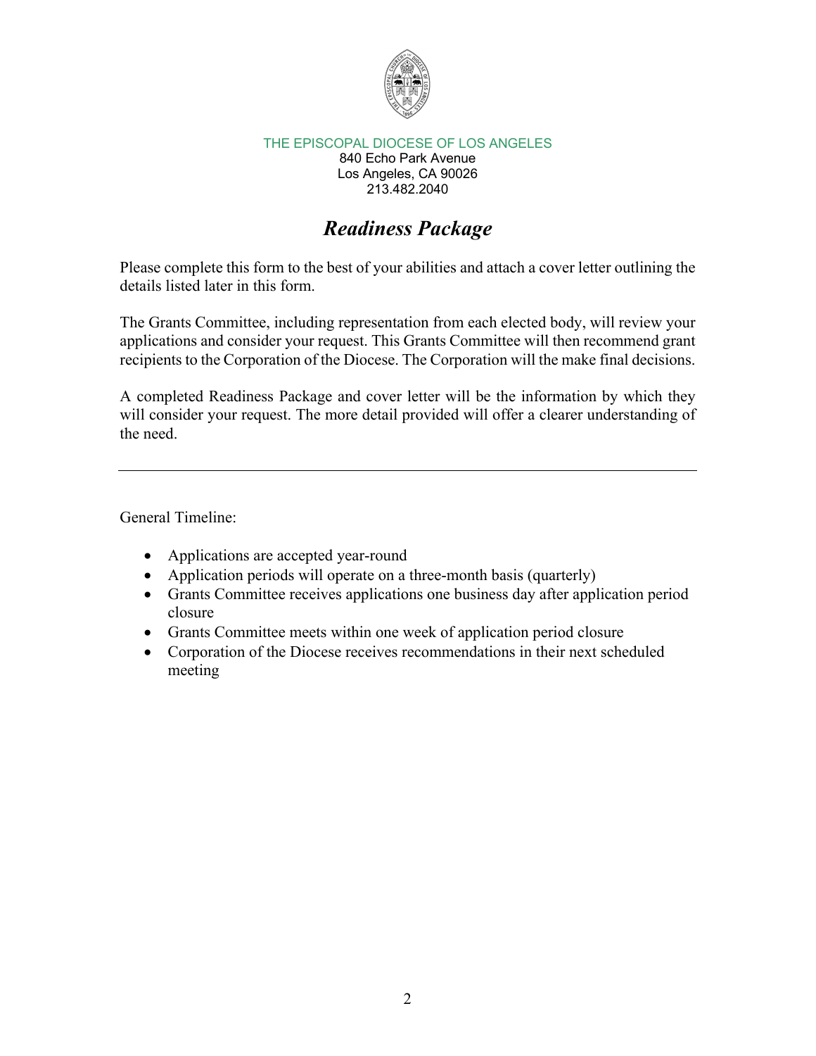THE EPISCOPAL DIOCESE OF LOS ANGELES
840 Echo Park Avenue
Los Angeles, CA 90026
213.482.2040

# *Readiness Package*

Please complete this form to the best of your abilities and attach a cover letter outlining the details listed later in this form.

The Grants Committee, including representation from each elected body, will review your applications and consider your request. This Grants Committee will then recommend grant recipients to the Corporation of the Diocese. The Corporation will the make final decisions.

A completed Readiness Package and cover letter will be the information by which they will consider your request. The more detail provided will offer a clearer understanding of the need.

---

General Timeline:

- Applications are accepted year-round
- Application periods will operate on a three-month basis (quarterly)
- Grants Committee receives applications one business day after application period closure
- Grants Committee meets within one week of application period closure
- Corporation of the Diocese receives recommendations in their next scheduled meeting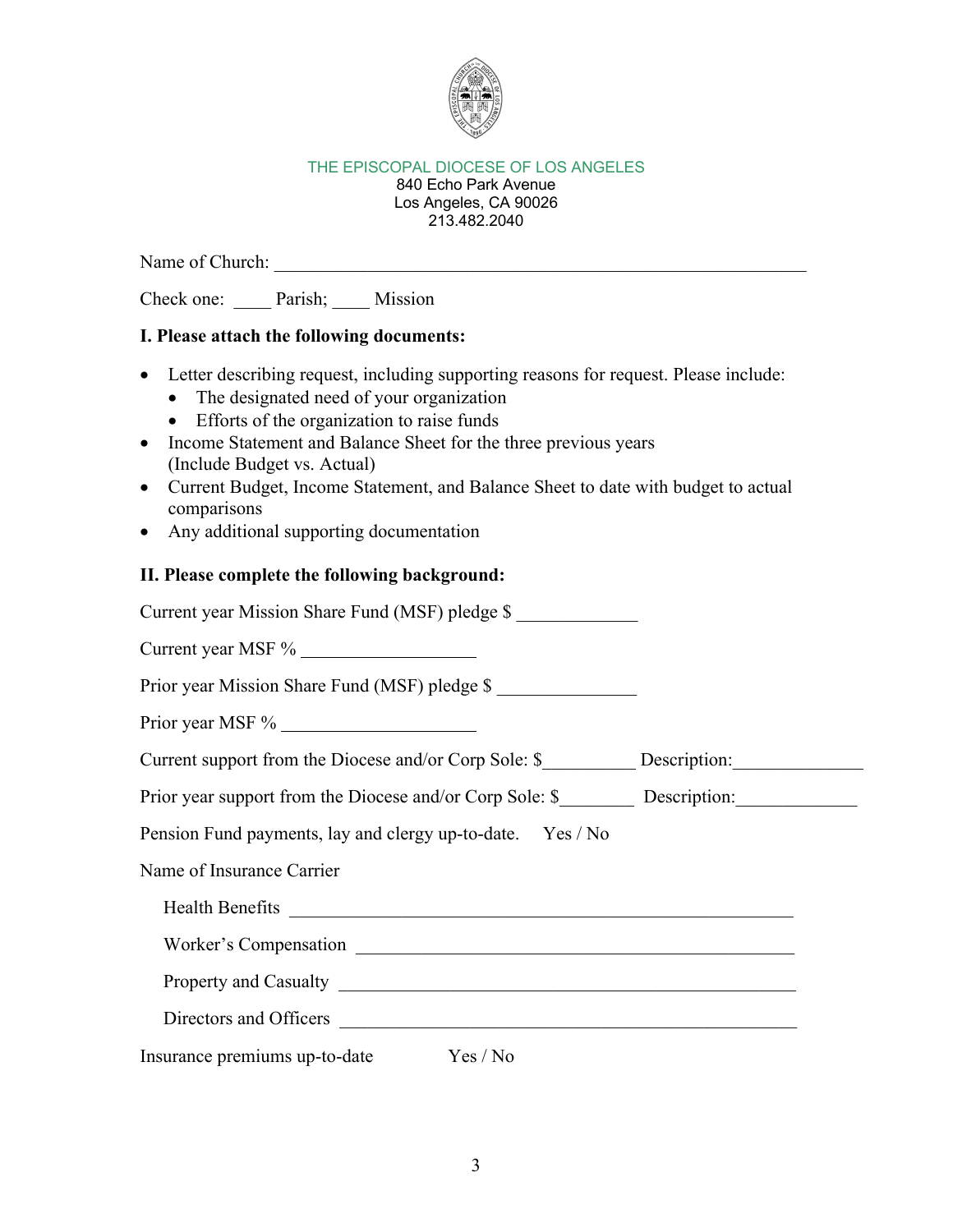THE EPISCOPAL DIOCESE OF LOS ANGELES
840 Echo Park Avenue
Los Angeles, CA 90026
213.482.2040

Name of Church: ____________________________________________________________

Check one: ____ Parish; ____ Mission

**I. Please attach the following documents:**

- Letter describing request, including supporting reasons for request. Please include:
  - The designated need of your organization
  - Efforts of the organization to raise funds
- Income Statement and Balance Sheet for the three previous years (Include Budget vs. Actual)
- Current Budget, Income Statement, and Balance Sheet to date with budget to actual comparisons
- Any additional supporting documentation

**II. Please complete the following background:**

Current year Mission Share Fund (MSF) pledge $ _____________

Current year MSF % ___________________

Prior year Mission Share Fund (MSF) pledge $ _______________

Prior year MSF % _____________________

Current support from the Diocese and/or Corp Sole: $__________ Description:______________

Prior year support from the Diocese and/or Corp Sole: $________ Description:_____________

Pension Fund payments, lay and clergy up-to-date. Yes / No

Name of Insurance Carrier

Health Benefits _______________________________________________________

Worker's Compensation ________________________________________________

Property and Casualty __________________________________________________

Directors and Officers __________________________________________________

Insurance premiums up-to-date Yes / No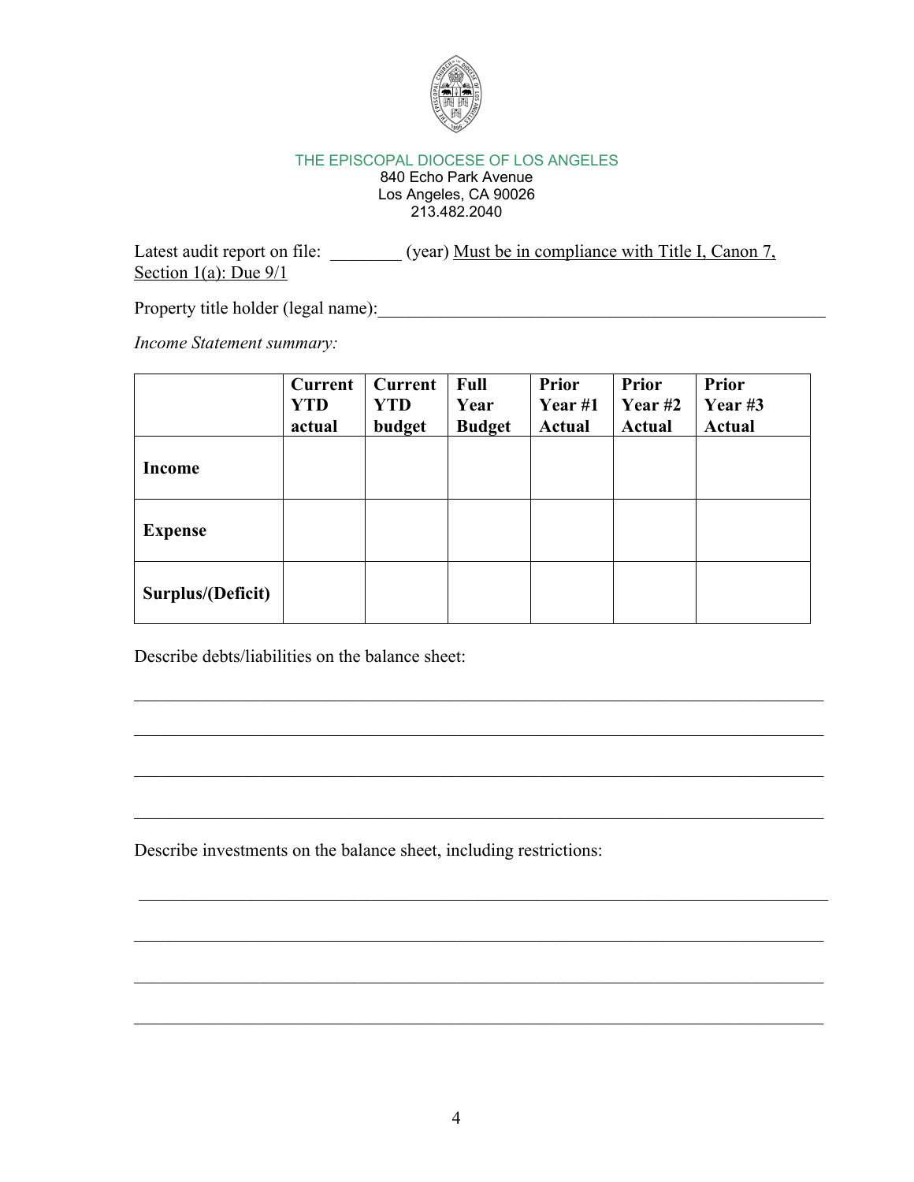THE EPISCOPAL DIOCESE OF LOS ANGELES
840 Echo Park Avenue
Los Angeles, CA 90026
213.482.2040

Latest audit report on file: ________ (year) Must be in compliance with Title I, Canon 7, Section 1(a): Due 9/1

Property title holder (legal name):_____________________________________________________

*Income Statement summary:*

| | **Current YTD actual** | **Current YTD budget** | **Full Year Budget** | **Prior Year #1 Actual** | **Prior Year #2 Actual** | **Prior Year #3 Actual** |
|---|---|---|---|---|---|---|
| **Income** | | | | | | |
| **Expense** | | | | | | |
| **Surplus/(Deficit)** | | | | | | |

Describe debts/liabilities on the balance sheet:

_____________________________________________________________________________

_____________________________________________________________________________

_____________________________________________________________________________

_____________________________________________________________________________

Describe investments on the balance sheet, including restrictions:

_____________________________________________________________________________

_____________________________________________________________________________

_____________________________________________________________________________

_____________________________________________________________________________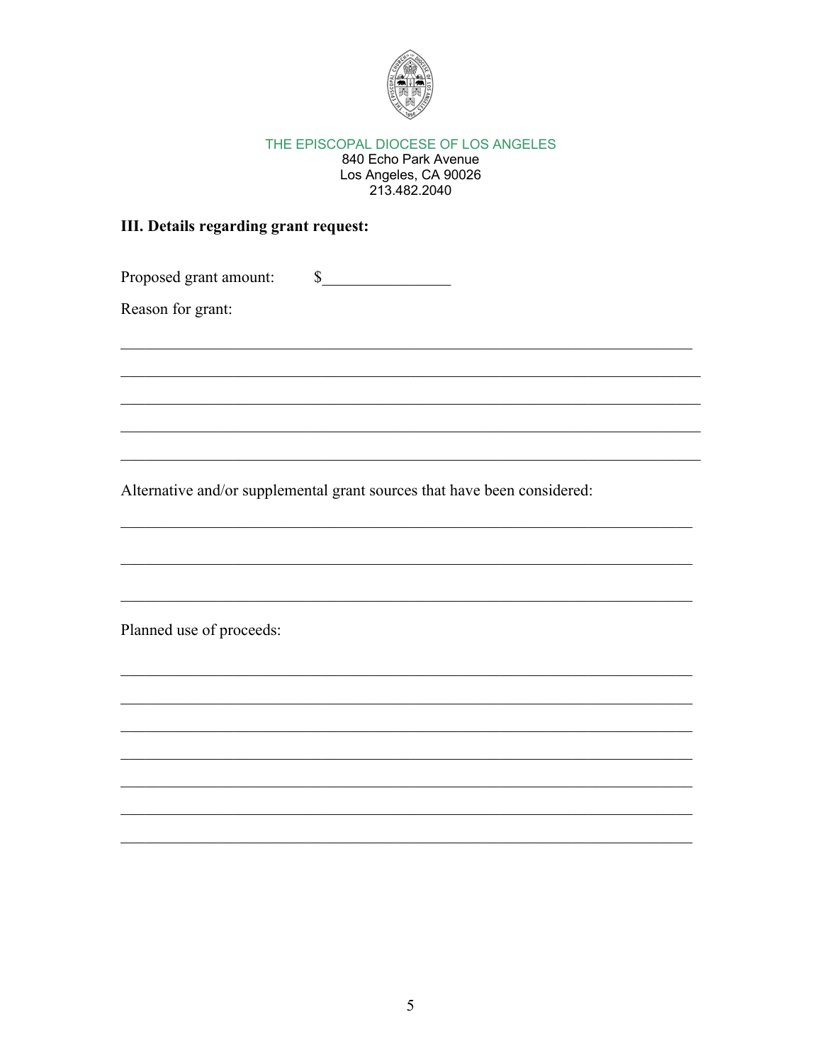THE EPISCOPAL DIOCESE OF LOS ANGELES
840 Echo Park Avenue
Los Angeles, CA 90026
213.482.2040

**III. Details regarding grant request:**

Proposed grant amount: $________________

Reason for grant:

_____________________________________________________________________________

_____________________________________________________________________________

_____________________________________________________________________________

_____________________________________________________________________________

_____________________________________________________________________________

Alternative and/or supplemental grant sources that have been considered:

_____________________________________________________________________________

_____________________________________________________________________________

_____________________________________________________________________________

Planned use of proceeds:

_____________________________________________________________________________

_____________________________________________________________________________

_____________________________________________________________________________

_____________________________________________________________________________

_____________________________________________________________________________

_____________________________________________________________________________

_____________________________________________________________________________